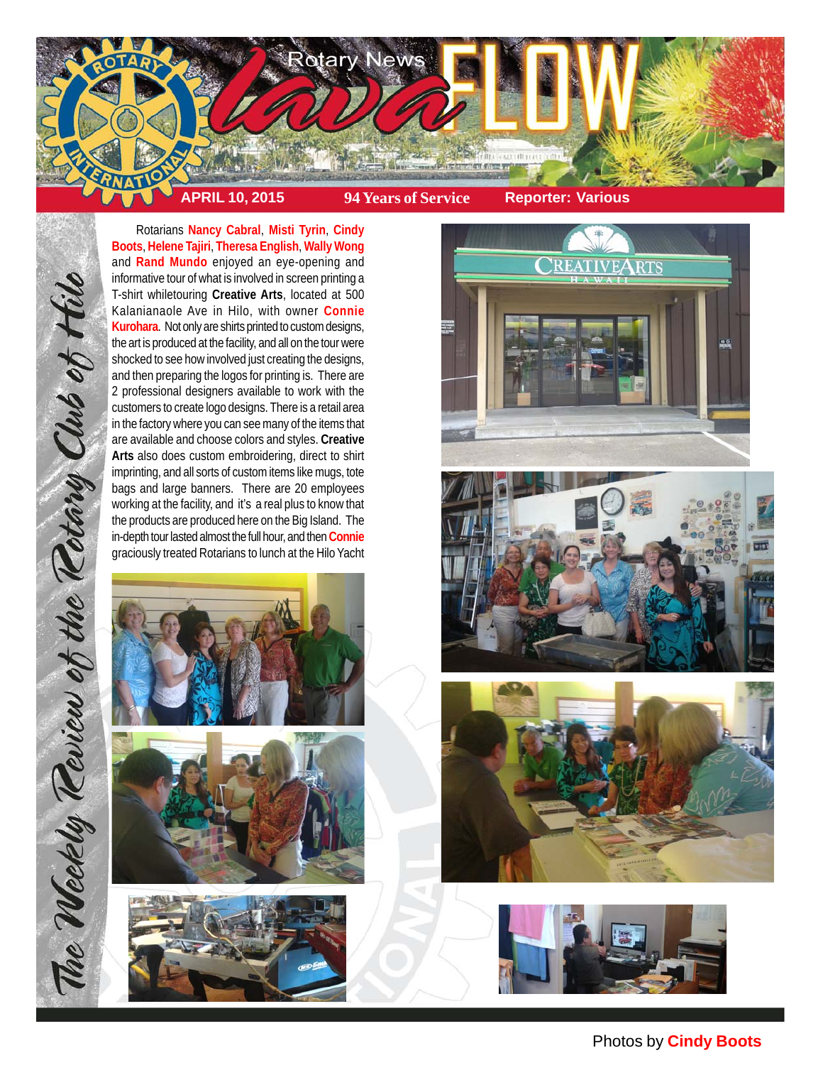# Rotary News lava FLOW

**APRIL 10, 2015** | **94 Years of Service** | **Reporter: Various**

*The Weekly Review of the Rotary Club of Hilo*

Rotarians **Nancy Cabral**, **Misti Tyrin**, **Cindy Boots**, **Helene Tajiri**, **Theresa English**, **Wally Wong** and **Rand Mundo** enjoyed an eye-opening and informative tour of what is involved in screen printing a T-shirt whiletouring **Creative Arts**, located at 500 Kalanianaole Ave in Hilo, with owner **Connie Kurohara**. Not only are shirts printed to custom designs, the art is produced at the facility, and all on the tour were shocked to see how involved just creating the designs, and then preparing the logos for printing is. There are 2 professional designers available to work with the customers to create logo designs. There is a retail area in the factory where you can see many of the items that are available and choose colors and styles. **Creative Arts** also does custom embroidering, direct to shirt imprinting, and all sorts of custom items like mugs, tote bags and large banners. There are 20 employees working at the facility, and it's a real plus to know that the products are produced here on the Big Island. The in-depth tour lasted almost the full hour, and then **Connie** graciously treated Rotarians to lunch at the Hilo Yacht

Photos by **Cindy Boots**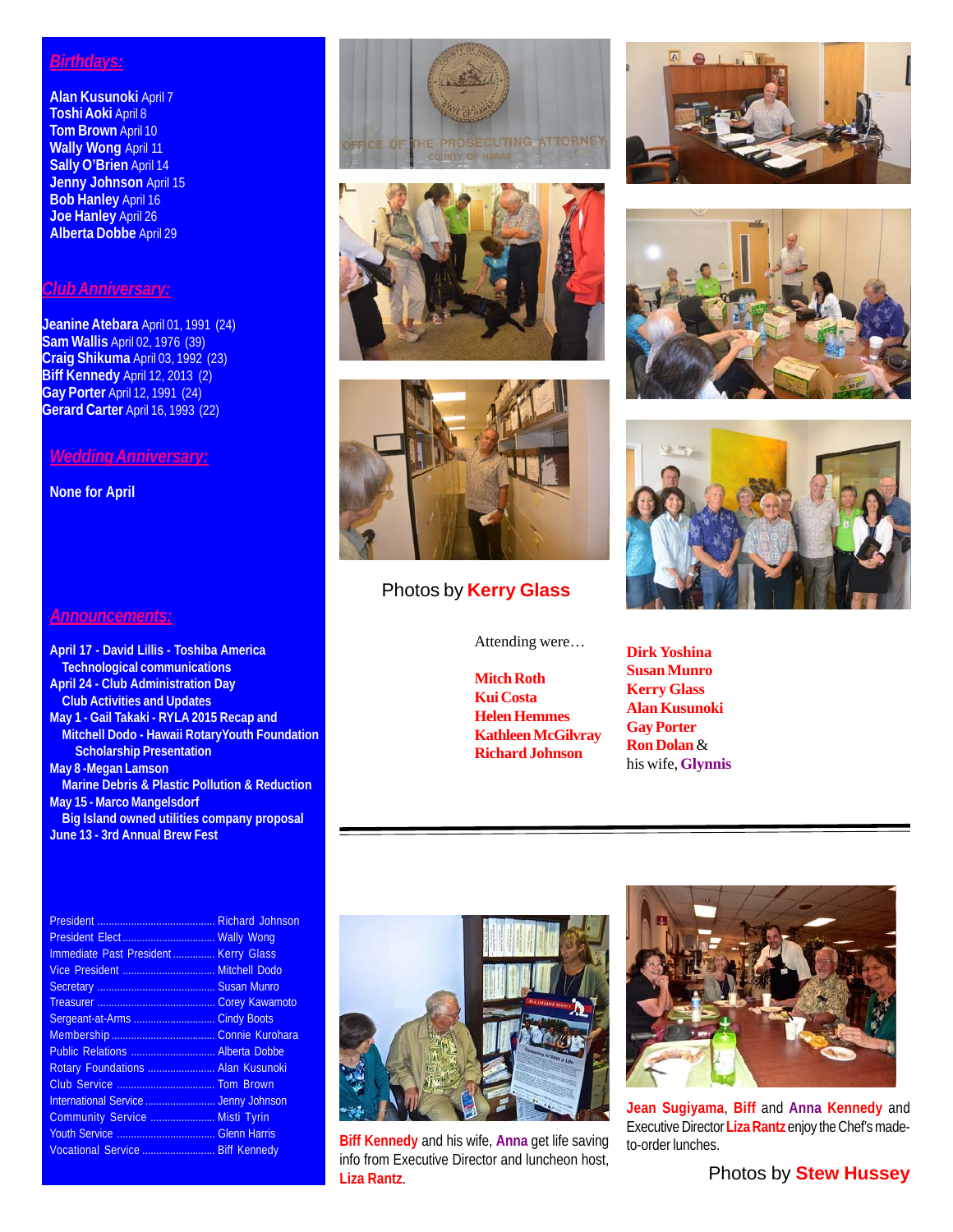## *Birthdays:*

**Alan Kusunoki** April 7
**Toshi Aoki** April 8
**Tom Brown** April 10
**Wally Wong** April 11
**Sally O'Brien** April 14
**Jenny Johnson** April 15
**Bob Hanley** April 16
**Joe Hanley** April 26
**Alberta Dobbe** April 29

## *Club Anniversary:*

**Jeanine Atebara** April 01, 1991 (24)
**Sam Wallis** April 02, 1976 (39)
**Craig Shikuma** April 03, 1992 (23)
**Biff Kennedy** April 12, 2013 (2)
**Gay Porter** April 12, 1991 (24)
**Gerard Carter** April 16, 1993 (22)

## *Wedding Anniversary:*

**None for April**

## *Announcements:*

**April 17 - David Lillis - Toshiba America**
**Technological communications**
**April 24 - Club Administration Day**
**Club Activities and Updates**
**May 1 - Gail Takaki - RYLA 2015 Recap and**
**Mitchell Dodo - Hawaii RotaryYouth Foundation**
**Scholarship Presentation**
**May 8 -Megan Lamson**
**Marine Debris & Plastic Pollution & Reduction**
**May 15 - Marco Mangelsdorf**
**Big Island owned utilities company proposal**
**June 13 - 3rd Annual Brew Fest**

| | |
|---|---|
| President | Richard Johnson |
| President Elect | Wally Wong |
| Immediate Past President | Kerry Glass |
| Vice President | Mitchell Dodo |
| Secretary | Susan Munro |
| Treasurer | Corey Kawamoto |
| Sergeant-at-Arms | Cindy Boots |
| Membership | Connie Kurohara |
| Public Relations | Alberta Dobbe |
| Rotary Foundations | Alan Kusunoki |
| Club Service | Tom Brown |
| International Service | Jenny Johnson |
| Community Service | Misti Tyrin |
| Youth Service | Glenn Harris |
| Vocational Service | Biff Kennedy |

Photos by **Kerry Glass**

Attending were…

**Mitch Roth**
**Kui Costa**
**Helen Hemmes**
**Kathleen McGilvray**
**Richard Johnson**
**Dirk Yoshina**
**Susan Munro**
**Kerry Glass**
**Alan Kusunoki**
**Gay Porter**
**Ron Dolan** &
his wife, **Glynnis**

**Biff Kennedy** and his wife, **Anna** get life saving info from Executive Director and luncheon host, **Liza Rantz**.

**Jean Sugiyama**, **Biff** and **Anna Kennedy** and Executive Director **Liza Rantz** enjoy the Chef's made-to-order lunches.

Photos by **Stew Hussey**